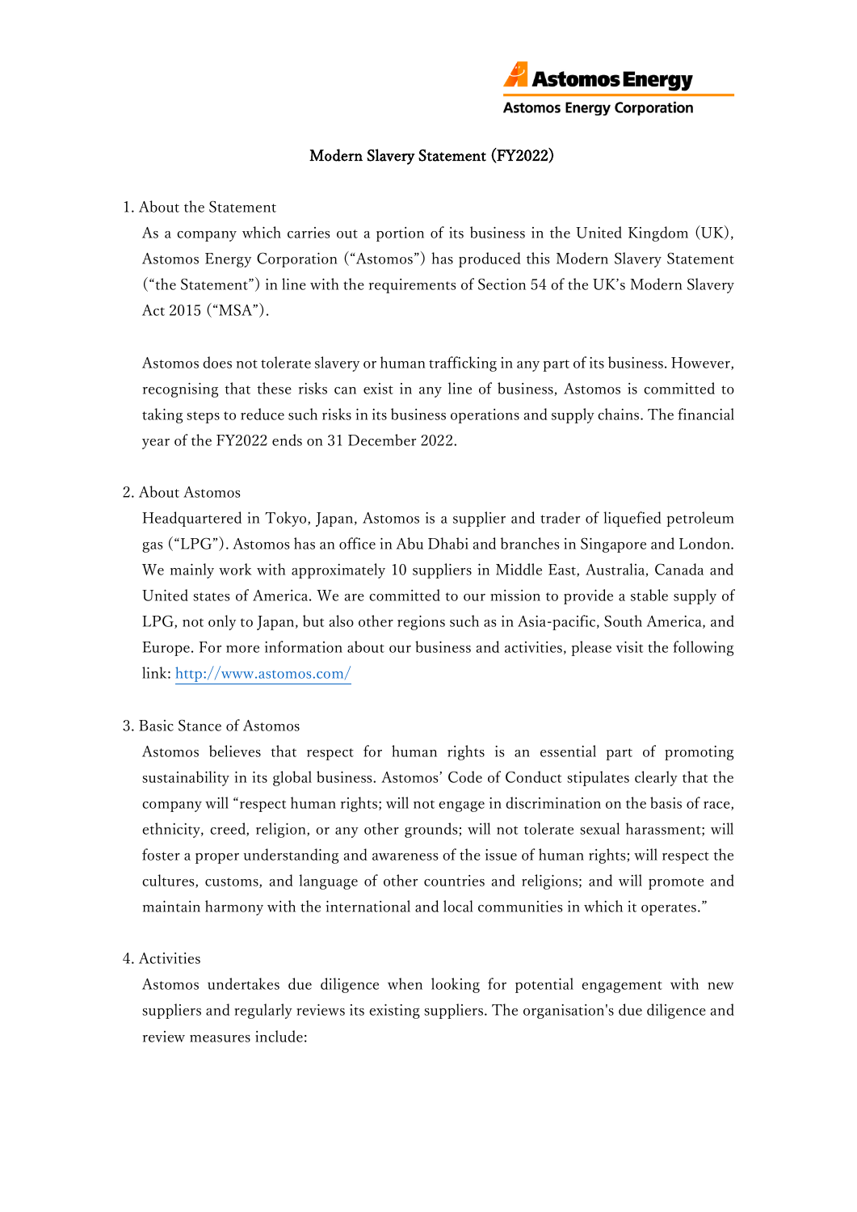Astomos Energy

Astomos Energy Corporation

# Modern Slavery Statement (FY2022)

1. About the Statement

As a company which carries out a portion of its business in the United Kingdom (UK), Astomos Energy Corporation ("Astomos") has produced this Modern Slavery Statement ("the Statement") in line with the requirements of Section 54 of the UK's Modern Slavery Act 2015 ("MSA").

Astomos does not tolerate slavery or human trafficking in any part of its business. However, recognising that these risks can exist in any line of business, Astomos is committed to taking steps to reduce such risks in its business operations and supply chains. The financial year of the FY2022 ends on 31 December 2022.

2. About Astomos

Headquartered in Tokyo, Japan, Astomos is a supplier and trader of liquefied petroleum gas ("LPG"). Astomos has an office in Abu Dhabi and branches in Singapore and London. We mainly work with approximately 10 suppliers in Middle East, Australia, Canada and United states of America. We are committed to our mission to provide a stable supply of LPG, not only to Japan, but also other regions such as in Asia-pacific, South America, and Europe. For more information about our business and activities, please visit the following link: [http://www.astomos.com/](http://www.astomos.com/)

3. Basic Stance of Astomos

Astomos believes that respect for human rights is an essential part of promoting sustainability in its global business. Astomos' Code of Conduct stipulates clearly that the company will "respect human rights; will not engage in discrimination on the basis of race, ethnicity, creed, religion, or any other grounds; will not tolerate sexual harassment; will foster a proper understanding and awareness of the issue of human rights; will respect the cultures, customs, and language of other countries and religions; and will promote and maintain harmony with the international and local communities in which it operates."

4. Activities

Astomos undertakes due diligence when looking for potential engagement with new suppliers and regularly reviews its existing suppliers. The organisation's due diligence and review measures include: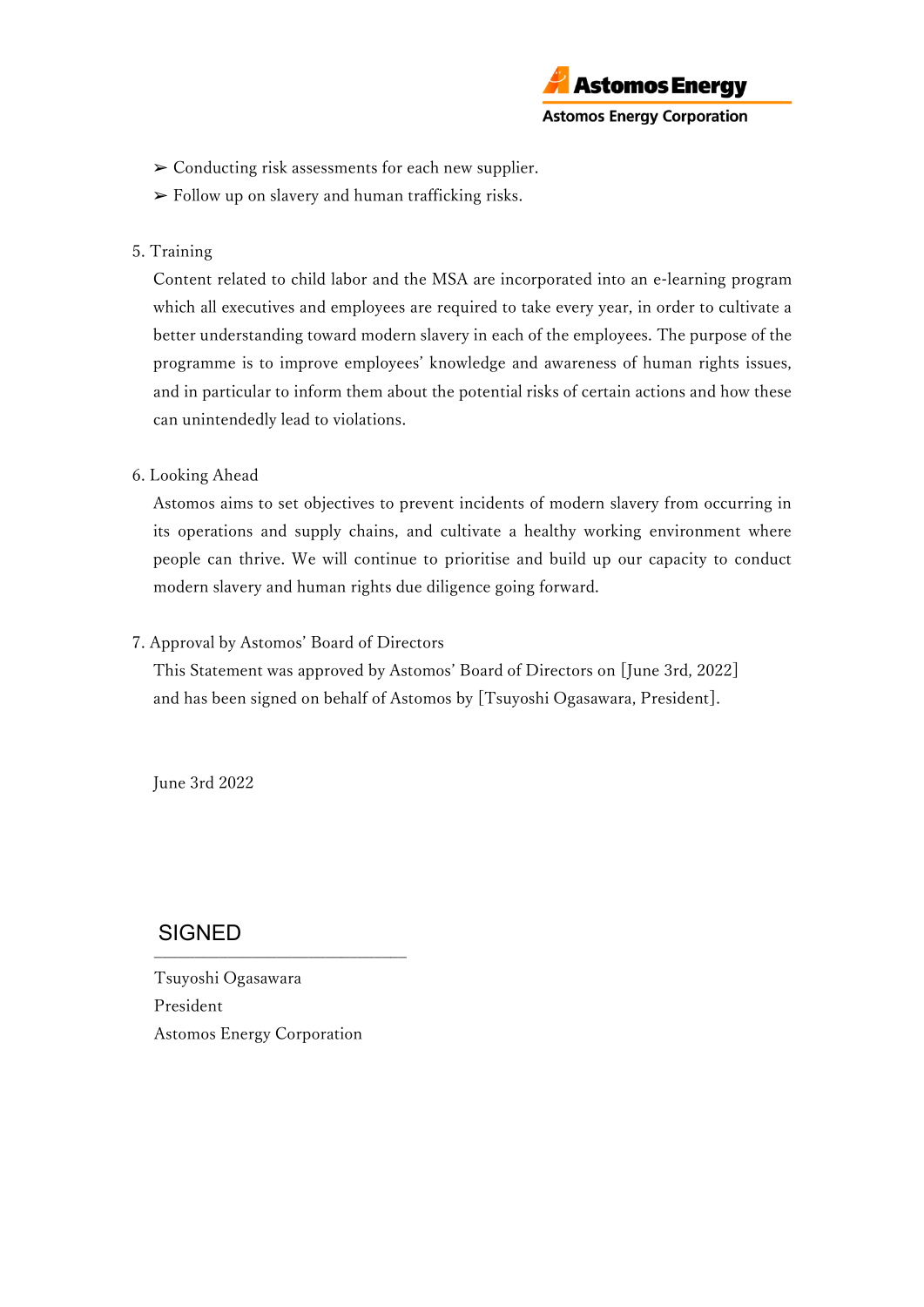- ➢ Conducting risk assessments for each new supplier.
- ➢ Follow up on slavery and human trafficking risks.

5. Training

Content related to child labor and the MSA are incorporated into an e-learning program which all executives and employees are required to take every year, in order to cultivate a better understanding toward modern slavery in each of the employees. The purpose of the programme is to improve employees' knowledge and awareness of human rights issues, and in particular to inform them about the potential risks of certain actions and how these can unintendedly lead to violations.

6. Looking Ahead

Astomos aims to set objectives to prevent incidents of modern slavery from occurring in its operations and supply chains, and cultivate a healthy working environment where people can thrive. We will continue to prioritise and build up our capacity to conduct modern slavery and human rights due diligence going forward.

7. Approval by Astomos' Board of Directors

This Statement was approved by Astomos' Board of Directors on [June 3rd, 2022] and has been signed on behalf of Astomos by [Tsuyoshi Ogasawara, President].

June 3rd 2022

SIGNED

Tsuyoshi Ogasawara
President
Astomos Energy Corporation